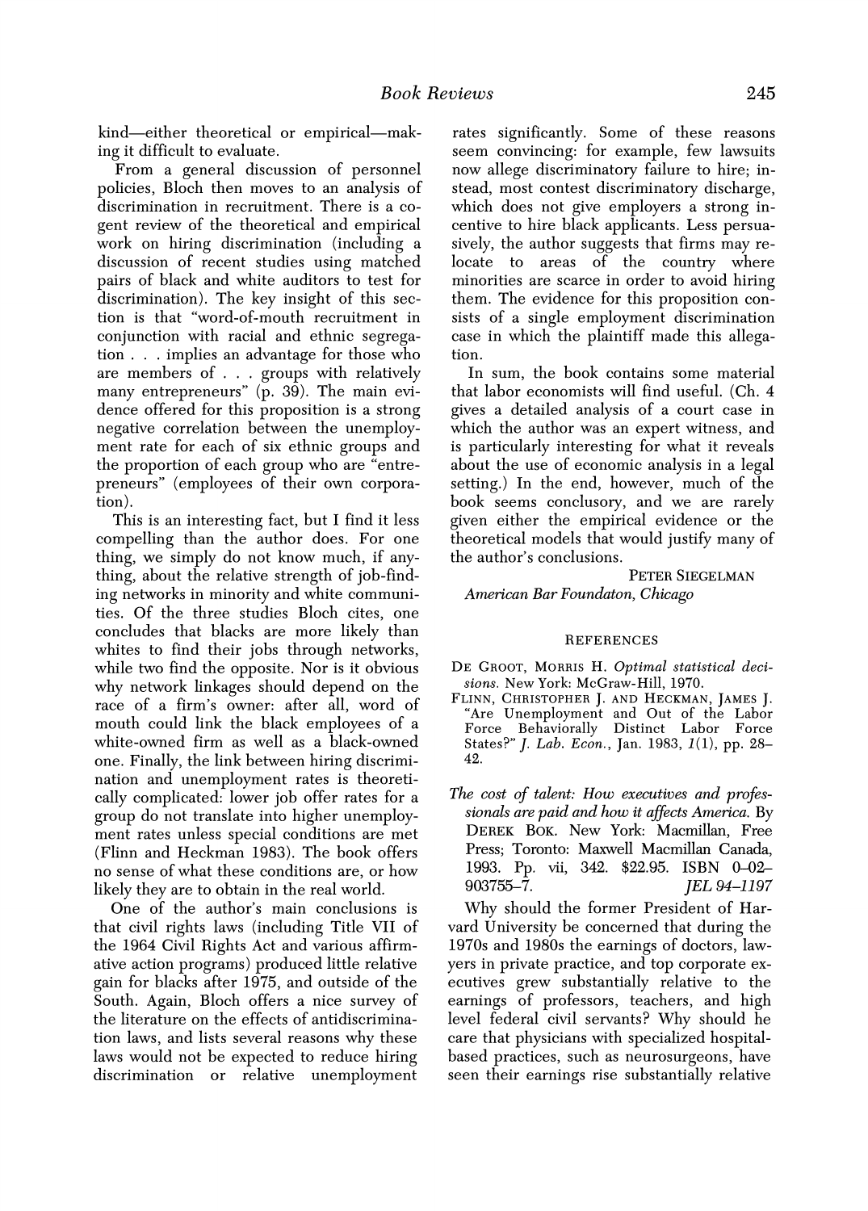kind—either theoretical or empirical—making it difficult to evaluate.

From a general discussion of personnel policies, Bloch then moves to an analysis of discrimination in recruitment. There is a cogent review of the theoretical and empirical work on hiring discrimination (including a discussion of recent studies using matched pairs of black and white auditors to test for discrimination). The key insight of this section is that "word-of-mouth recruitment in conjunction with racial and ethnic segregation . . . implies an advantage for those who are members of . . . groups with relatively many entrepreneurs" (p. 39). The main evidence offered for this proposition is a strong negative correlation between the unemployment rate for each of six ethnic groups and the proportion of each group who are "entrepreneurs" (employees of their own corporation).

This is an interesting fact, but I find it less compelling than the author does. For one thing, we simply do not know much, if anything, about the relative strength of job-finding networks in minority and white communities. Of the three studies Bloch cites, one concludes that blacks are more likely than whites to find their jobs through networks, while two find the opposite. Nor is it obvious why network linkages should depend on the race of a firm's owner: after all, word of mouth could link the black employees of a white-owned firm as well as a black-owned one. Finally, the link between hiring discrimination and unemployment rates is theoretically complicated: lower job offer rates for a group do not translate into higher unemployment rates unless special conditions are met (Flinn and Heckman 1983). The book offers no sense of what these conditions are, or how likely they are to obtain in the real world.

One of the author's main conclusions is that civil rights laws (including Title VII of the 1964 Civil Rights Act and various affirmative action programs) produced little relative gain for blacks after 1975, and outside of the South. Again, Bloch offers a nice survey of the literature on the effects of antidiscrimination laws, and lists several reasons why these laws would not be expected to reduce hiring discrimination or relative unemployment rates significantly. Some of these reasons seem convincing: for example, few lawsuits now allege discriminatory failure to hire; instead, most contest discriminatory discharge, which does not give employers a strong incentive to hire black applicants. Less persuasively, the author suggests that firms may relocate to areas of the country where minorities are scarce in order to avoid hiring them. The evidence for this proposition consists of a single employment discrimination case in which the plaintiff made this allegation.

In sum, the book contains some material that labor economists will find useful. (Ch. 4 gives a detailed analysis of a court case in which the author was an expert witness, and is particularly interesting for what it reveals about the use of economic analysis in a legal setting.) In the end, however, much of the book seems conclusory, and we are rarely given either the empirical evidence or the theoretical models that would justify many of the author's conclusions.

PETER SIEGELMAN
*American Bar Foundaton, Chicago*

### REFERENCES

DE GROOT, MORRIS H. *Optimal statistical decisions.* New York: McGraw-Hill, 1970.

FLINN, CHRISTOPHER J. AND HECKMAN, JAMES J. "Are Unemployment and Out of the Labor Force Behaviorally Distinct Labor Force States?" *J. Lab. Econ.*, Jan. 1983, *1*(1), pp. 28–42.

*The cost of talent: How executives and professionals are paid and how it affects America.* By DEREK BOK. New York: Macmillan, Free Press; Toronto: Maxwell Macmillan Canada, 1993. Pp. vii, 342. $22.95. ISBN 0–02–903755–7. *JEL 94–1197*

Why should the former President of Harvard University be concerned that during the 1970s and 1980s the earnings of doctors, lawyers in private practice, and top corporate executives grew substantially relative to the earnings of professors, teachers, and high level federal civil servants? Why should he care that physicians with specialized hospital-based practices, such as neurosurgeons, have seen their earnings rise substantially relative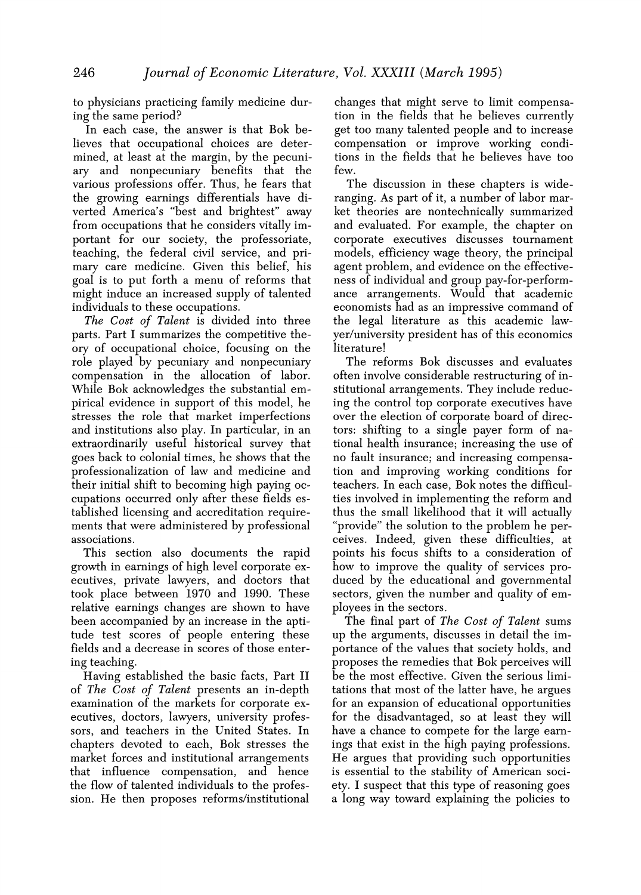to physicians practicing family medicine during the same period?

In each case, the answer is that Bok believes that occupational choices are determined, at least at the margin, by the pecuniary and nonpecuniary benefits that the various professions offer. Thus, he fears that the growing earnings differentials have diverted America's "best and brightest" away from occupations that he considers vitally important for our society, the professoriate, teaching, the federal civil service, and primary care medicine. Given this belief, his goal is to put forth a menu of reforms that might induce an increased supply of talented individuals to these occupations.

*The Cost of Talent* is divided into three parts. Part I summarizes the competitive theory of occupational choice, focusing on the role played by pecuniary and nonpecuniary compensation in the allocation of labor. While Bok acknowledges the substantial empirical evidence in support of this model, he stresses the role that market imperfections and institutions also play. In particular, in an extraordinarily useful historical survey that goes back to colonial times, he shows that the professionalization of law and medicine and their initial shift to becoming high paying occupations occurred only after these fields established licensing and accreditation requirements that were administered by professional associations.

This section also documents the rapid growth in earnings of high level corporate executives, private lawyers, and doctors that took place between 1970 and 1990. These relative earnings changes are shown to have been accompanied by an increase in the aptitude test scores of people entering these fields and a decrease in scores of those entering teaching.

Having established the basic facts, Part II of *The Cost of Talent* presents an in-depth examination of the markets for corporate executives, doctors, lawyers, university professors, and teachers in the United States. In chapters devoted to each, Bok stresses the market forces and institutional arrangements that influence compensation, and hence the flow of talented individuals to the profession. He then proposes reforms/institutional changes that might serve to limit compensation in the fields that he believes currently get too many talented people and to increase compensation or improve working conditions in the fields that he believes have too few.

The discussion in these chapters is wide-ranging. As part of it, a number of labor market theories are nontechnically summarized and evaluated. For example, the chapter on corporate executives discusses tournament models, efficiency wage theory, the principal agent problem, and evidence on the effectiveness of individual and group pay-for-performance arrangements. Would that academic economists had as an impressive command of the legal literature as this academic lawyer/university president has of this economics literature!

The reforms Bok discusses and evaluates often involve considerable restructuring of institutional arrangements. They include reducing the control top corporate executives have over the election of corporate board of directors: shifting to a single payer form of national health insurance; increasing the use of no fault insurance; and increasing compensation and improving working conditions for teachers. In each case, Bok notes the difficulties involved in implementing the reform and thus the small likelihood that it will actually "provide" the solution to the problem he perceives. Indeed, given these difficulties, at points his focus shifts to a consideration of how to improve the quality of services produced by the educational and governmental sectors, given the number and quality of employees in the sectors.

The final part of *The Cost of Talent* sums up the arguments, discusses in detail the importance of the values that society holds, and proposes the remedies that Bok perceives will be the most effective. Given the serious limitations that most of the latter have, he argues for an expansion of educational opportunities for the disadvantaged, so at least they will have a chance to compete for the large earnings that exist in the high paying professions. He argues that providing such opportunities is essential to the stability of American society. I suspect that this type of reasoning goes a long way toward explaining the policies to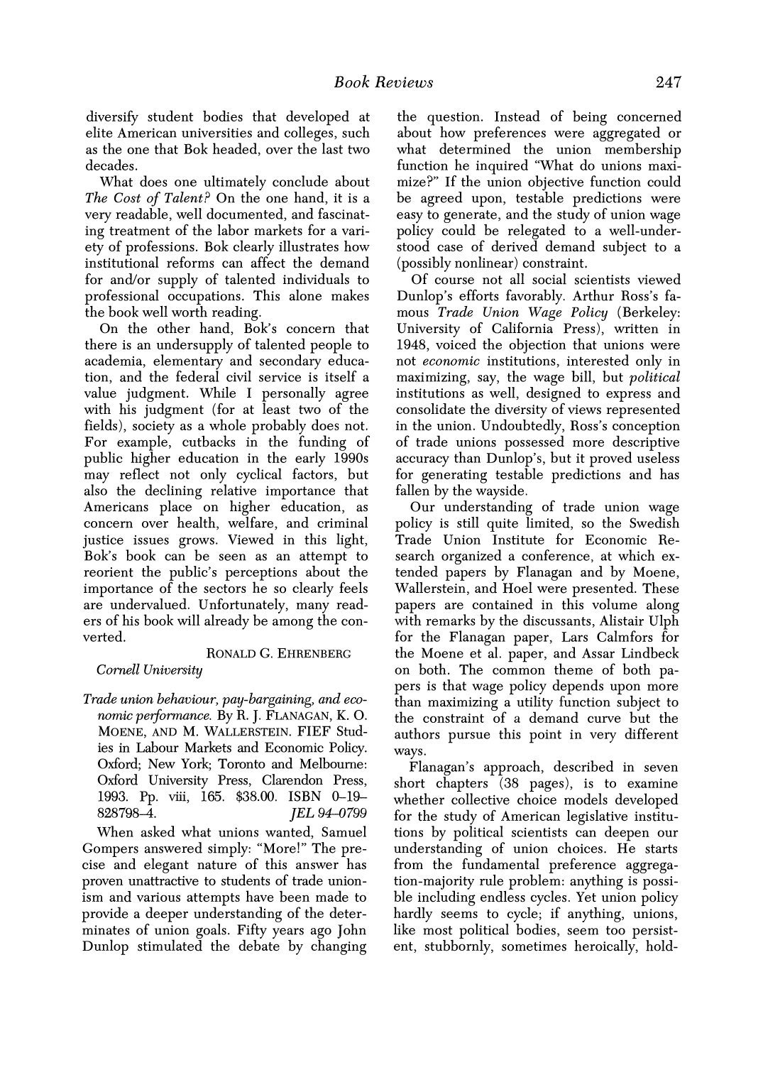diversify student bodies that developed at elite American universities and colleges, such as the one that Bok headed, over the last two decades.

What does one ultimately conclude about *The Cost of Talent?* On the one hand, it is a very readable, well documented, and fascinating treatment of the labor markets for a variety of professions. Bok clearly illustrates how institutional reforms can affect the demand for and/or supply of talented individuals to professional occupations. This alone makes the book well worth reading.

On the other hand, Bok's concern that there is an undersupply of talented people to academia, elementary and secondary education, and the federal civil service is itself a value judgment. While I personally agree with his judgment (for at least two of the fields), society as a whole probably does not. For example, cutbacks in the funding of public higher education in the early 1990s may reflect not only cyclical factors, but also the declining relative importance that Americans place on higher education, as concern over health, welfare, and criminal justice issues grows. Viewed in this light, Bok's book can be seen as an attempt to reorient the public's perceptions about the importance of the sectors he so clearly feels are undervalued. Unfortunately, many readers of his book will already be among the converted.

RONALD G. EHRENBERG
*Cornell University*

*Trade union behaviour, pay-bargaining, and economic performance.* By R. J. FLANAGAN, K. O. MOENE, AND M. WALLERSTEIN. FIEF Studies in Labour Markets and Economic Policy. Oxford; New York; Toronto and Melbourne: Oxford University Press, Clarendon Press, 1993. Pp. viii, 165. $38.00. ISBN 0–19–828798–4. *JEL 94–0799*

When asked what unions wanted, Samuel Gompers answered simply: "More!" The precise and elegant nature of this answer has proven unattractive to students of trade unionism and various attempts have been made to provide a deeper understanding of the determinates of union goals. Fifty years ago John Dunlop stimulated the debate by changing the question. Instead of being concerned about how preferences were aggregated or what determined the union membership function he inquired "What do unions maximize?" If the union objective function could be agreed upon, testable predictions were easy to generate, and the study of union wage policy could be relegated to a well-understood case of derived demand subject to a (possibly nonlinear) constraint.

Of course not all social scientists viewed Dunlop's efforts favorably. Arthur Ross's famous *Trade Union Wage Policy* (Berkeley: University of California Press), written in 1948, voiced the objection that unions were not *economic* institutions, interested only in maximizing, say, the wage bill, but *political* institutions as well, designed to express and consolidate the diversity of views represented in the union. Undoubtedly, Ross's conception of trade unions possessed more descriptive accuracy than Dunlop's, but it proved useless for generating testable predictions and has fallen by the wayside.

Our understanding of trade union wage policy is still quite limited, so the Swedish Trade Union Institute for Economic Research organized a conference, at which extended papers by Flanagan and by Moene, Wallerstein, and Hoel were presented. These papers are contained in this volume along with remarks by the discussants, Alistair Ulph for the Flanagan paper, Lars Calmfors for the Moene et al. paper, and Assar Lindbeck on both. The common theme of both papers is that wage policy depends upon more than maximizing a utility function subject to the constraint of a demand curve but the authors pursue this point in very different ways.

Flanagan's approach, described in seven short chapters (38 pages), is to examine whether collective choice models developed for the study of American legislative institutions by political scientists can deepen our understanding of union choices. He starts from the fundamental preference aggregation-majority rule problem: anything is possible including endless cycles. Yet union policy hardly seems to cycle; if anything, unions, like most political bodies, seem too persistent, stubbornly, sometimes heroically, hold-